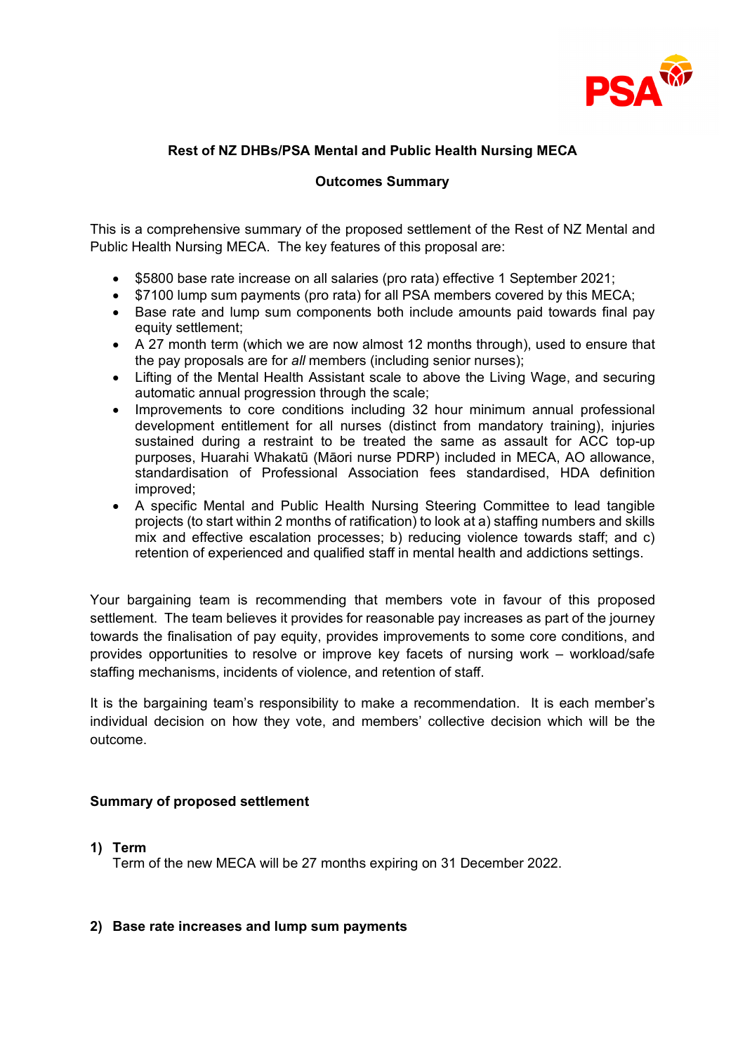PSA

**Rest of NZ DHBs/PSA Mental and Public Health Nursing MECA**

**Outcomes Summary**

This is a comprehensive summary of the proposed settlement of the Rest of NZ Mental and Public Health Nursing MECA. The key features of this proposal are:

- $5800 base rate increase on all salaries (pro rata) effective 1 September 2021;
- $7100 lump sum payments (pro rata) for all PSA members covered by this MECA;
- Base rate and lump sum components both include amounts paid towards final pay equity settlement;
- A 27 month term (which we are now almost 12 months through), used to ensure that the pay proposals are for *all* members (including senior nurses);
- Lifting of the Mental Health Assistant scale to above the Living Wage, and securing automatic annual progression through the scale;
- Improvements to core conditions including 32 hour minimum annual professional development entitlement for all nurses (distinct from mandatory training), injuries sustained during a restraint to be treated the same as assault for ACC top-up purposes, Huarahi Whakatū (Māori nurse PDRP) included in MECA, AO allowance, standardisation of Professional Association fees standardised, HDA definition improved;
- A specific Mental and Public Health Nursing Steering Committee to lead tangible projects (to start within 2 months of ratification) to look at a) staffing numbers and skills mix and effective escalation processes; b) reducing violence towards staff; and c) retention of experienced and qualified staff in mental health and addictions settings.

Your bargaining team is recommending that members vote in favour of this proposed settlement. The team believes it provides for reasonable pay increases as part of the journey towards the finalisation of pay equity, provides improvements to some core conditions, and provides opportunities to resolve or improve key facets of nursing work – workload/safe staffing mechanisms, incidents of violence, and retention of staff.

It is the bargaining team's responsibility to make a recommendation. It is each member's individual decision on how they vote, and members' collective decision which will be the outcome.

**Summary of proposed settlement**

**1) Term**

Term of the new MECA will be 27 months expiring on 31 December 2022.

**2) Base rate increases and lump sum payments**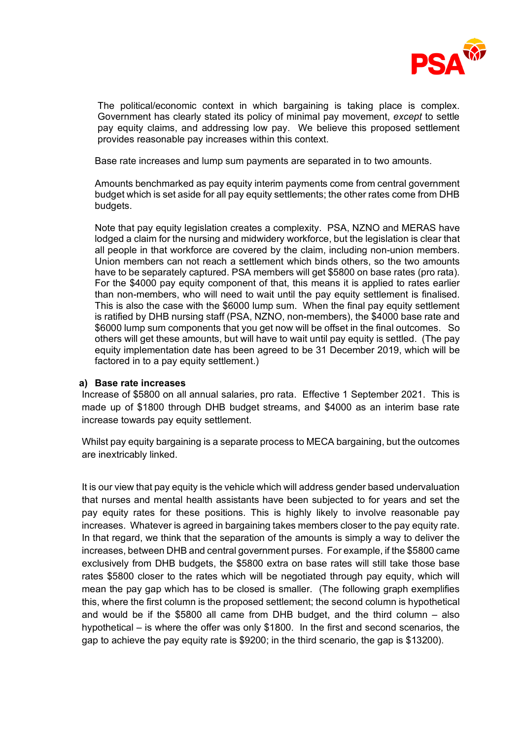The political/economic context in which bargaining is taking place is complex. Government has clearly stated its policy of minimal pay movement, *except* to settle pay equity claims, and addressing low pay. We believe this proposed settlement provides reasonable pay increases within this context.

Base rate increases and lump sum payments are separated in to two amounts.

Amounts benchmarked as pay equity interim payments come from central government budget which is set aside for all pay equity settlements; the other rates come from DHB budgets.

Note that pay equity legislation creates a complexity. PSA, NZNO and MERAS have lodged a claim for the nursing and midwidery workforce, but the legislation is clear that all people in that workforce are covered by the claim, including non-union members. Union members can not reach a settlement which binds others, so the two amounts have to be separately captured. PSA members will get $5800 on base rates (pro rata). For the $4000 pay equity component of that, this means it is applied to rates earlier than non-members, who will need to wait until the pay equity settlement is finalised. This is also the case with the $6000 lump sum. When the final pay equity settlement is ratified by DHB nursing staff (PSA, NZNO, non-members), the $4000 base rate and $6000 lump sum components that you get now will be offset in the final outcomes. So others will get these amounts, but will have to wait until pay equity is settled. (The pay equity implementation date has been agreed to be 31 December 2019, which will be factored in to a pay equity settlement.)

**a) Base rate increases**

Increase of $5800 on all annual salaries, pro rata. Effective 1 September 2021. This is made up of $1800 through DHB budget streams, and $4000 as an interim base rate increase towards pay equity settlement.

Whilst pay equity bargaining is a separate process to MECA bargaining, but the outcomes are inextricably linked.

It is our view that pay equity is the vehicle which will address gender based undervaluation that nurses and mental health assistants have been subjected to for years and set the pay equity rates for these positions. This is highly likely to involve reasonable pay increases. Whatever is agreed in bargaining takes members closer to the pay equity rate. In that regard, we think that the separation of the amounts is simply a way to deliver the increases, between DHB and central government purses. For example, if the $5800 came exclusively from DHB budgets, the $5800 extra on base rates will still take those base rates $5800 closer to the rates which will be negotiated through pay equity, which will mean the pay gap which has to be closed is smaller. (The following graph exemplifies this, where the first column is the proposed settlement; the second column is hypothetical and would be if the $5800 all came from DHB budget, and the third column – also hypothetical – is where the offer was only $1800. In the first and second scenarios, the gap to achieve the pay equity rate is $9200; in the third scenario, the gap is $13200).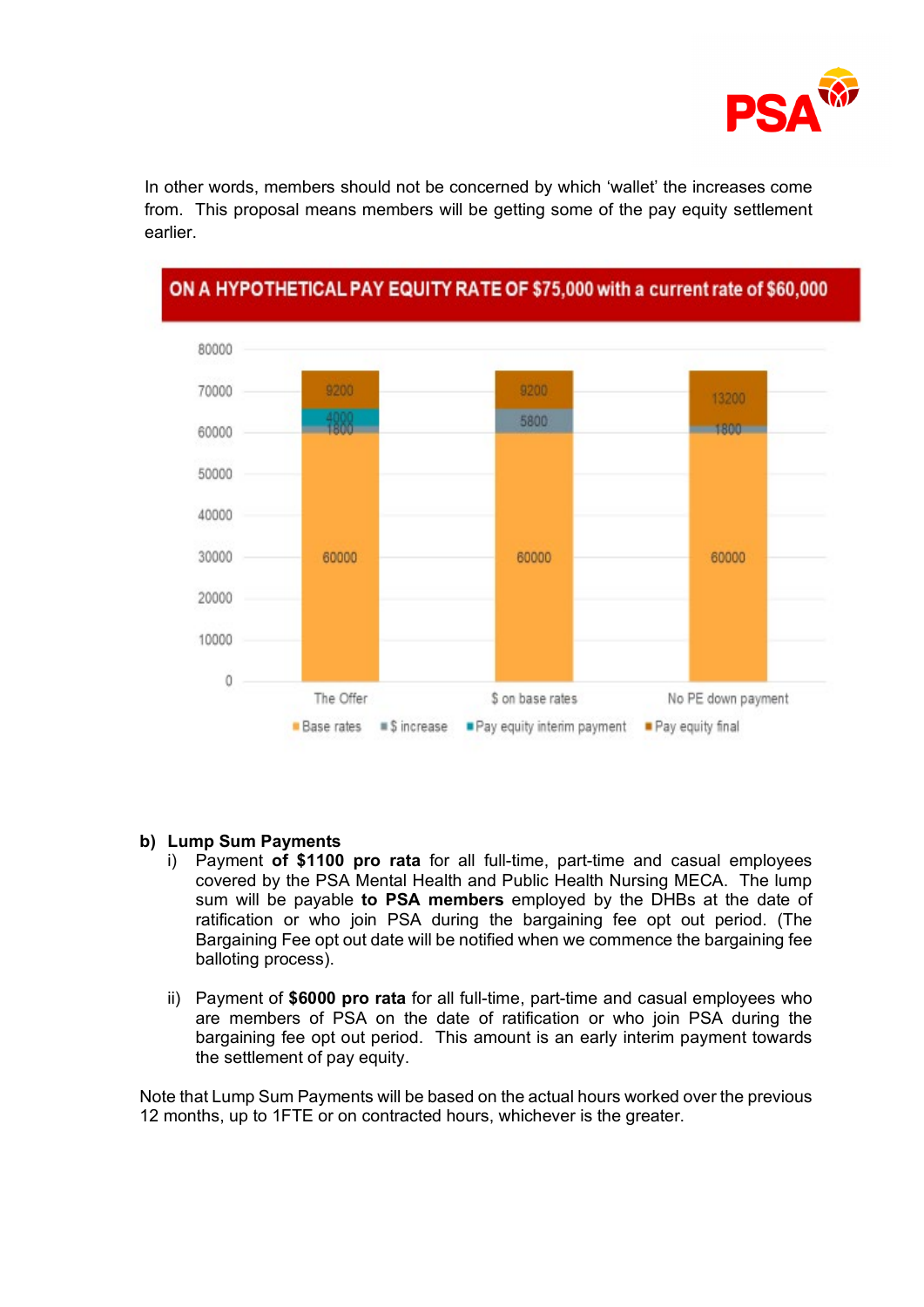In other words, members should not be concerned by which 'wallet' the increases come from. This proposal means members will be getting some of the pay equity settlement earlier.

**ON A HYPOTHETICAL PAY EQUITY RATE OF $75,000 with a current rate of $60,000**

| | Base rates | $ increase | Pay equity interim payment | Pay equity final |
|---|---|---|---|---|
| The Offer | 60000 | 1800 | 4000 | 9200 |
| $ on base rates | 60000 | 5800 | | 9200 |
| No PE down payment | 60000 | 1800 | | 13200 |

**b) Lump Sum Payments**

i) Payment **of $1100 pro rata** for all full-time, part-time and casual employees covered by the PSA Mental Health and Public Health Nursing MECA. The lump sum will be payable **to PSA members** employed by the DHBs at the date of ratification or who join PSA during the bargaining fee opt out period. (The Bargaining Fee opt out date will be notified when we commence the bargaining fee balloting process).

ii) Payment of **$6000 pro rata** for all full-time, part-time and casual employees who are members of PSA on the date of ratification or who join PSA during the bargaining fee opt out period. This amount is an early interim payment towards the settlement of pay equity.

Note that Lump Sum Payments will be based on the actual hours worked over the previous 12 months, up to 1FTE or on contracted hours, whichever is the greater.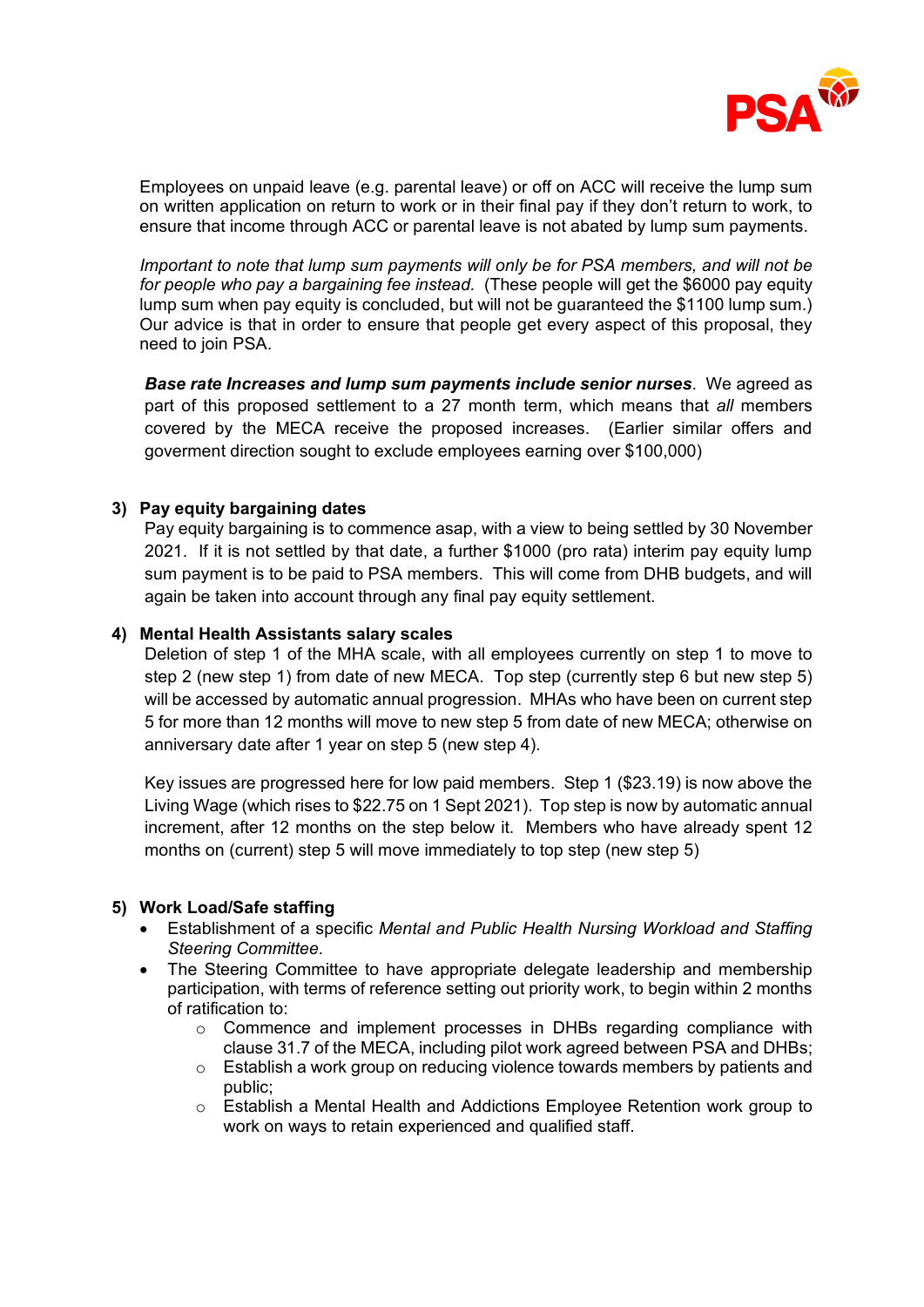Employees on unpaid leave (e.g. parental leave) or off on ACC will receive the lump sum on written application on return to work or in their final pay if they don't return to work, to ensure that income through ACC or parental leave is not abated by lump sum payments.

*Important to note that lump sum payments will only be for PSA members, and will not be for people who pay a bargaining fee instead.* (These people will get the $6000 pay equity lump sum when pay equity is concluded, but will not be guaranteed the $1100 lump sum.) Our advice is that in order to ensure that people get every aspect of this proposal, they need to join PSA.

***Base rate Increases and lump sum payments include senior nurses***. We agreed as part of this proposed settlement to a 27 month term, which means that *all* members covered by the MECA receive the proposed increases. (Earlier similar offers and goverment direction sought to exclude employees earning over $100,000)

**3) Pay equity bargaining dates**

Pay equity bargaining is to commence asap, with a view to being settled by 30 November 2021. If it is not settled by that date, a further $1000 (pro rata) interim pay equity lump sum payment is to be paid to PSA members. This will come from DHB budgets, and will again be taken into account through any final pay equity settlement.

**4) Mental Health Assistants salary scales**

Deletion of step 1 of the MHA scale, with all employees currently on step 1 to move to step 2 (new step 1) from date of new MECA. Top step (currently step 6 but new step 5) will be accessed by automatic annual progression. MHAs who have been on current step 5 for more than 12 months will move to new step 5 from date of new MECA; otherwise on anniversary date after 1 year on step 5 (new step 4).

Key issues are progressed here for low paid members. Step 1 ($23.19) is now above the Living Wage (which rises to $22.75 on 1 Sept 2021). Top step is now by automatic annual increment, after 12 months on the step below it. Members who have already spent 12 months on (current) step 5 will move immediately to top step (new step 5)

**5) Work Load/Safe staffing**

- Establishment of a specific *Mental and Public Health Nursing Workload and Staffing Steering Committee.*
- The Steering Committee to have appropriate delegate leadership and membership participation, with terms of reference setting out priority work, to begin within 2 months of ratification to:
  - Commence and implement processes in DHBs regarding compliance with clause 31.7 of the MECA, including pilot work agreed between PSA and DHBs;
  - Establish a work group on reducing violence towards members by patients and public;
  - Establish a Mental Health and Addictions Employee Retention work group to work on ways to retain experienced and qualified staff.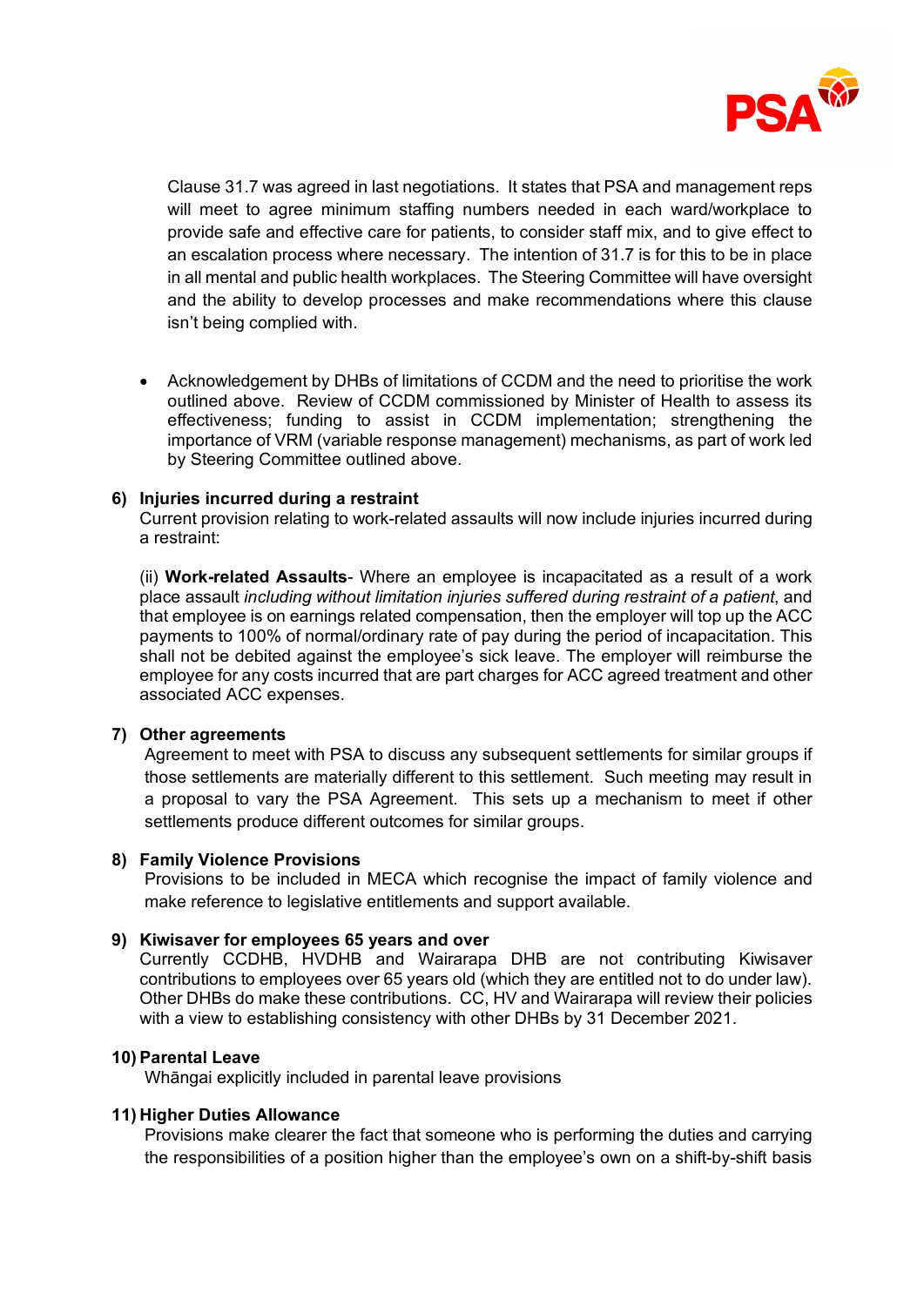Clause 31.7 was agreed in last negotiations. It states that PSA and management reps will meet to agree minimum staffing numbers needed in each ward/workplace to provide safe and effective care for patients, to consider staff mix, and to give effect to an escalation process where necessary. The intention of 31.7 is for this to be in place in all mental and public health workplaces. The Steering Committee will have oversight and the ability to develop processes and make recommendations where this clause isn't being complied with.

- Acknowledgement by DHBs of limitations of CCDM and the need to prioritise the work outlined above. Review of CCDM commissioned by Minister of Health to assess its effectiveness; funding to assist in CCDM implementation; strengthening the importance of VRM (variable response management) mechanisms, as part of work led by Steering Committee outlined above.

**6) Injuries incurred during a restraint**

Current provision relating to work-related assaults will now include injuries incurred during a restraint:

(ii) **Work-related Assaults**- Where an employee is incapacitated as a result of a work place assault *including without limitation injuries suffered during restraint of a patient*, and that employee is on earnings related compensation, then the employer will top up the ACC payments to 100% of normal/ordinary rate of pay during the period of incapacitation. This shall not be debited against the employee's sick leave. The employer will reimburse the employee for any costs incurred that are part charges for ACC agreed treatment and other associated ACC expenses.

**7) Other agreements**

Agreement to meet with PSA to discuss any subsequent settlements for similar groups if those settlements are materially different to this settlement. Such meeting may result in a proposal to vary the PSA Agreement. This sets up a mechanism to meet if other settlements produce different outcomes for similar groups.

**8) Family Violence Provisions**

Provisions to be included in MECA which recognise the impact of family violence and make reference to legislative entitlements and support available.

**9) Kiwisaver for employees 65 years and over**

Currently CCDHB, HVDHB and Wairarapa DHB are not contributing Kiwisaver contributions to employees over 65 years old (which they are entitled not to do under law). Other DHBs do make these contributions. CC, HV and Wairarapa will review their policies with a view to establishing consistency with other DHBs by 31 December 2021.

**10) Parental Leave**

Whāngai explicitly included in parental leave provisions

**11) Higher Duties Allowance**

Provisions make clearer the fact that someone who is performing the duties and carrying the responsibilities of a position higher than the employee's own on a shift-by-shift basis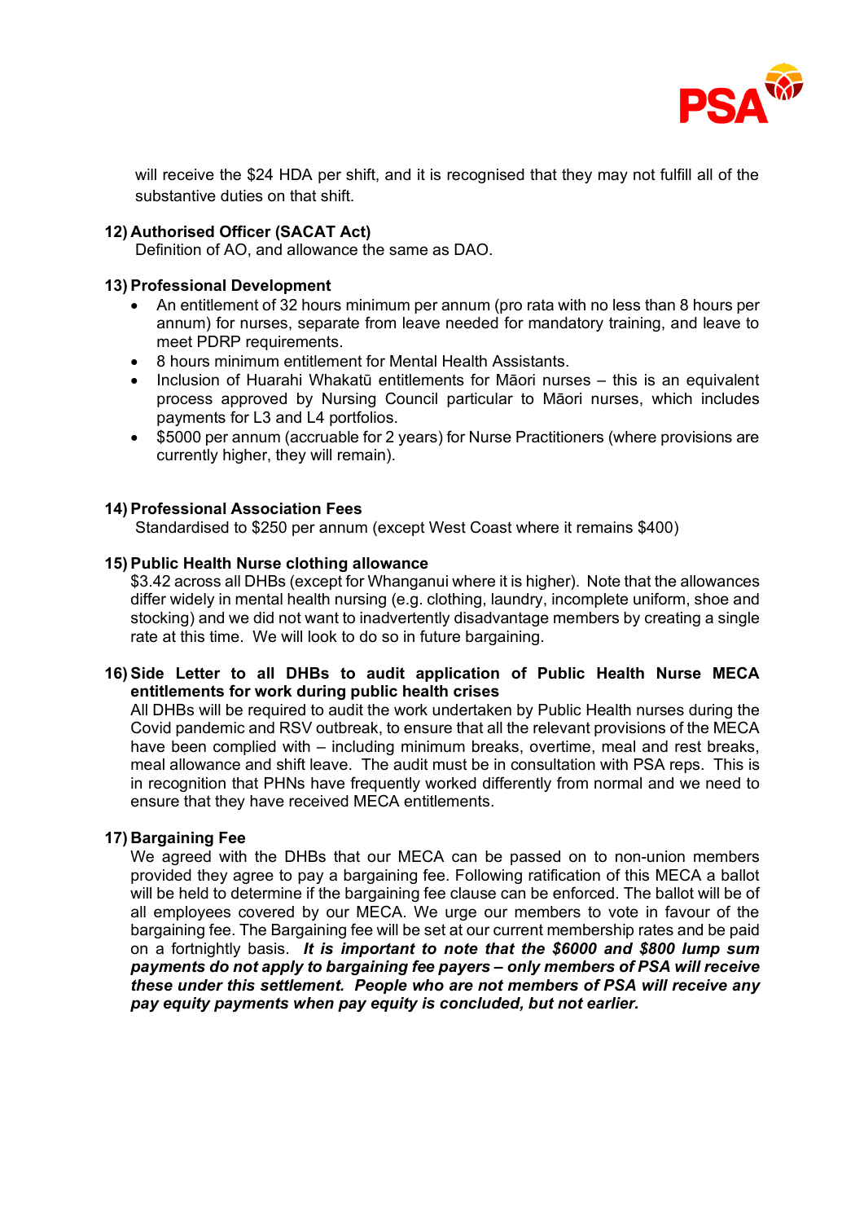will receive the $24 HDA per shift, and it is recognised that they may not fulfill all of the substantive duties on that shift.

**12) Authorised Officer (SACAT Act)**
Definition of AO, and allowance the same as DAO.

**13) Professional Development**

- An entitlement of 32 hours minimum per annum (pro rata with no less than 8 hours per annum) for nurses, separate from leave needed for mandatory training, and leave to meet PDRP requirements.
- 8 hours minimum entitlement for Mental Health Assistants.
- Inclusion of Huarahi Whakatū entitlements for Māori nurses – this is an equivalent process approved by Nursing Council particular to Māori nurses, which includes payments for L3 and L4 portfolios.
- $5000 per annum (accruable for 2 years) for Nurse Practitioners (where provisions are currently higher, they will remain).

**14) Professional Association Fees**
Standardised to $250 per annum (except West Coast where it remains $400)

**15) Public Health Nurse clothing allowance**
$3.42 across all DHBs (except for Whanganui where it is higher). Note that the allowances differ widely in mental health nursing (e.g. clothing, laundry, incomplete uniform, shoe and stocking) and we did not want to inadvertently disadvantage members by creating a single rate at this time. We will look to do so in future bargaining.

**16) Side Letter to all DHBs to audit application of Public Health Nurse MECA entitlements for work during public health crises**
All DHBs will be required to audit the work undertaken by Public Health nurses during the Covid pandemic and RSV outbreak, to ensure that all the relevant provisions of the MECA have been complied with – including minimum breaks, overtime, meal and rest breaks, meal allowance and shift leave. The audit must be in consultation with PSA reps. This is in recognition that PHNs have frequently worked differently from normal and we need to ensure that they have received MECA entitlements.

**17) Bargaining Fee**
We agreed with the DHBs that our MECA can be passed on to non-union members provided they agree to pay a bargaining fee. Following ratification of this MECA a ballot will be held to determine if the bargaining fee clause can be enforced. The ballot will be of all employees covered by our MECA. We urge our members to vote in favour of the bargaining fee. The Bargaining fee will be set at our current membership rates and be paid on a fortnightly basis. ***It is important to note that the $6000 and $800 lump sum payments do not apply to bargaining fee payers – only members of PSA will receive these under this settlement. People who are not members of PSA will receive any pay equity payments when pay equity is concluded, but not earlier.***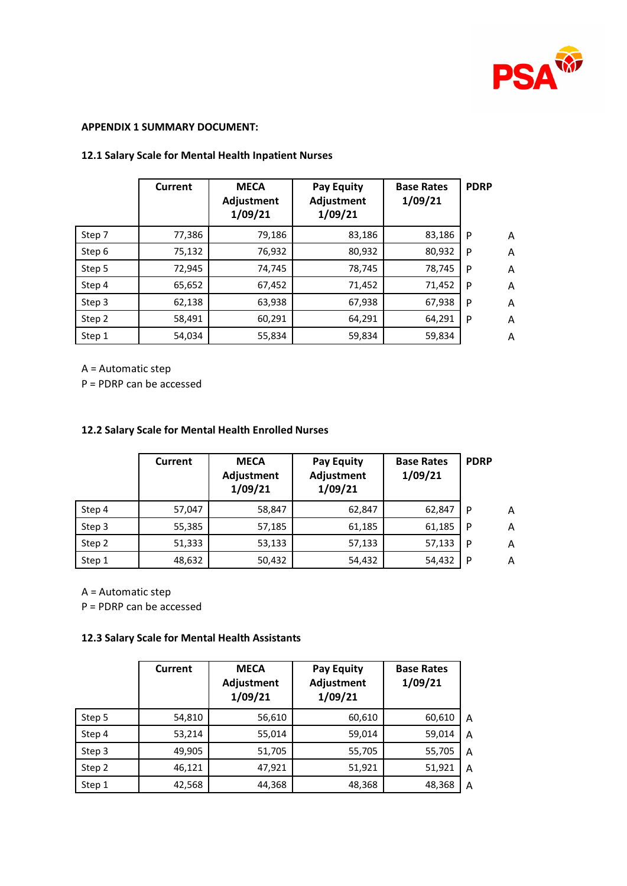**APPENDIX 1 SUMMARY DOCUMENT:**

**12.1 Salary Scale for Mental Health Inpatient Nurses**

| | Current | MECA Adjustment 1/09/21 | Pay Equity Adjustment 1/09/21 | Base Rates 1/09/21 | PDRP | |
|---|---|---|---|---|---|---|
| Step 7 | 77,386 | 79,186 | 83,186 | 83,186 | P | A |
| Step 6 | 75,132 | 76,932 | 80,932 | 80,932 | P | A |
| Step 5 | 72,945 | 74,745 | 78,745 | 78,745 | P | A |
| Step 4 | 65,652 | 67,452 | 71,452 | 71,452 | P | A |
| Step 3 | 62,138 | 63,938 | 67,938 | 67,938 | P | A |
| Step 2 | 58,491 | 60,291 | 64,291 | 64,291 | P | A |
| Step 1 | 54,034 | 55,834 | 59,834 | 59,834 | | A |

A = Automatic step
P = PDRP can be accessed

**12.2 Salary Scale for Mental Health Enrolled Nurses**

| | Current | MECA Adjustment 1/09/21 | Pay Equity Adjustment 1/09/21 | Base Rates 1/09/21 | PDRP | |
|---|---|---|---|---|---|---|
| Step 4 | 57,047 | 58,847 | 62,847 | 62,847 | P | A |
| Step 3 | 55,385 | 57,185 | 61,185 | 61,185 | P | A |
| Step 2 | 51,333 | 53,133 | 57,133 | 57,133 | P | A |
| Step 1 | 48,632 | 50,432 | 54,432 | 54,432 | P | A |

A = Automatic step
P = PDRP can be accessed

**12.3 Salary Scale for Mental Health Assistants**

| | Current | MECA Adjustment 1/09/21 | Pay Equity Adjustment 1/09/21 | Base Rates 1/09/21 | |
|---|---|---|---|---|---|
| Step 5 | 54,810 | 56,610 | 60,610 | 60,610 | A |
| Step 4 | 53,214 | 55,014 | 59,014 | 59,014 | A |
| Step 3 | 49,905 | 51,705 | 55,705 | 55,705 | A |
| Step 2 | 46,121 | 47,921 | 51,921 | 51,921 | A |
| Step 1 | 42,568 | 44,368 | 48,368 | 48,368 | A |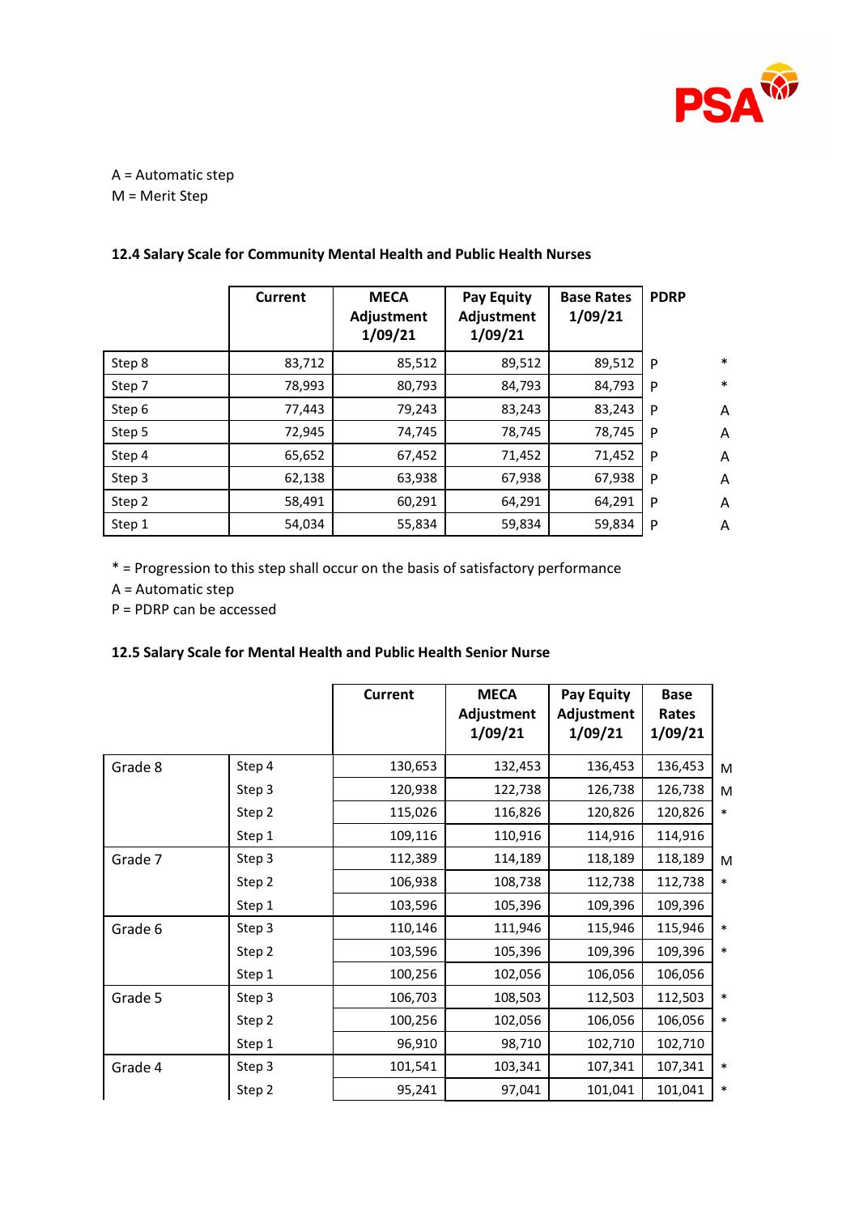A = Automatic step
M = Merit Step

**12.4 Salary Scale for Community Mental Health and Public Health Nurses**

| | Current | MECA Adjustment 1/09/21 | Pay Equity Adjustment 1/09/21 | Base Rates 1/09/21 | PDRP | |
|---|---|---|---|---|---|---|
| Step 8 | 83,712 | 85,512 | 89,512 | 89,512 | P | * |
| Step 7 | 78,993 | 80,793 | 84,793 | 84,793 | P | * |
| Step 6 | 77,443 | 79,243 | 83,243 | 83,243 | P | A |
| Step 5 | 72,945 | 74,745 | 78,745 | 78,745 | P | A |
| Step 4 | 65,652 | 67,452 | 71,452 | 71,452 | P | A |
| Step 3 | 62,138 | 63,938 | 67,938 | 67,938 | P | A |
| Step 2 | 58,491 | 60,291 | 64,291 | 64,291 | P | A |
| Step 1 | 54,034 | 55,834 | 59,834 | 59,834 | P | A |

* = Progression to this step shall occur on the basis of satisfactory performance
A = Automatic step
P = PDRP can be accessed

**12.5 Salary Scale for Mental Health and Public Health Senior Nurse**

| | | Current | MECA Adjustment 1/09/21 | Pay Equity Adjustment 1/09/21 | Base Rates 1/09/21 | |
|---|---|---|---|---|---|---|
| Grade 8 | Step 4 | 130,653 | 132,453 | 136,453 | 136,453 | M |
| | Step 3 | 120,938 | 122,738 | 126,738 | 126,738 | M |
| | Step 2 | 115,026 | 116,826 | 120,826 | 120,826 | * |
| | Step 1 | 109,116 | 110,916 | 114,916 | 114,916 | |
| Grade 7 | Step 3 | 112,389 | 114,189 | 118,189 | 118,189 | M |
| | Step 2 | 106,938 | 108,738 | 112,738 | 112,738 | * |
| | Step 1 | 103,596 | 105,396 | 109,396 | 109,396 | |
| Grade 6 | Step 3 | 110,146 | 111,946 | 115,946 | 115,946 | * |
| | Step 2 | 103,596 | 105,396 | 109,396 | 109,396 | * |
| | Step 1 | 100,256 | 102,056 | 106,056 | 106,056 | |
| Grade 5 | Step 3 | 106,703 | 108,503 | 112,503 | 112,503 | * |
| | Step 2 | 100,256 | 102,056 | 106,056 | 106,056 | * |
| | Step 1 | 96,910 | 98,710 | 102,710 | 102,710 | |
| Grade 4 | Step 3 | 101,541 | 103,341 | 107,341 | 107,341 | * |
| | Step 2 | 95,241 | 97,041 | 101,041 | 101,041 | * |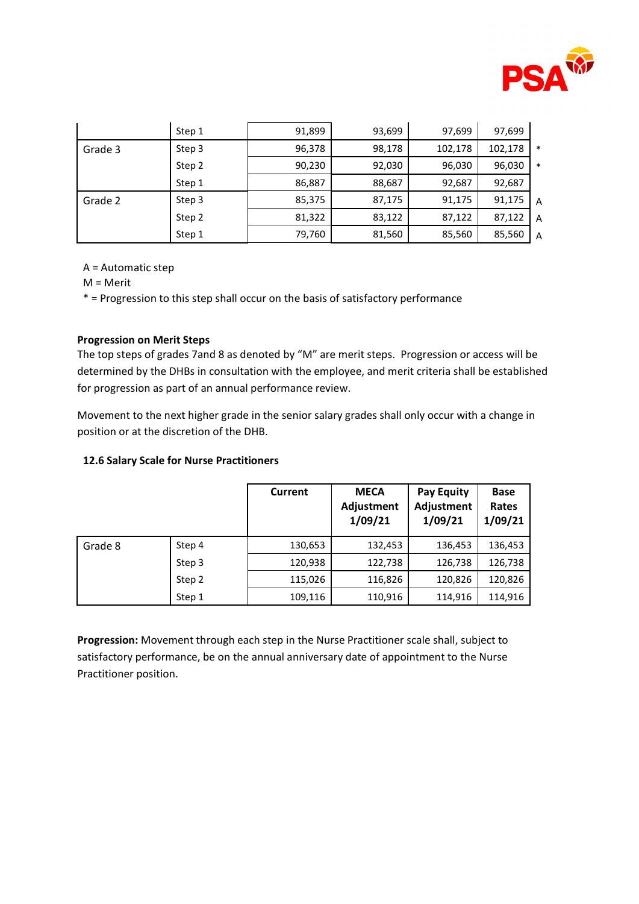| | | | | | | |
|---|---|---|---|---|---|---|
| | Step 1 | 91,899 | 93,699 | 97,699 | 97,699 | |
| Grade 3 | Step 3 | 96,378 | 98,178 | 102,178 | 102,178 | * |
| | Step 2 | 90,230 | 92,030 | 96,030 | 96,030 | * |
| | Step 1 | 86,887 | 88,687 | 92,687 | 92,687 | |
| Grade 2 | Step 3 | 85,375 | 87,175 | 91,175 | 91,175 | A |
| | Step 2 | 81,322 | 83,122 | 87,122 | 87,122 | A |
| | Step 1 | 79,760 | 81,560 | 85,560 | 85,560 | A |

A = Automatic step

M = Merit

* = Progression to this step shall occur on the basis of satisfactory performance

**Progression on Merit Steps**

The top steps of grades 7and 8 as denoted by "M" are merit steps. Progression or access will be determined by the DHBs in consultation with the employee, and merit criteria shall be established for progression as part of an annual performance review.

Movement to the next higher grade in the senior salary grades shall only occur with a change in position or at the discretion of the DHB.

### 12.6 Salary Scale for Nurse Practitioners

| | | Current | MECA Adjustment 1/09/21 | Pay Equity Adjustment 1/09/21 | Base Rates 1/09/21 |
|---|---|---|---|---|---|
| Grade 8 | Step 4 | 130,653 | 132,453 | 136,453 | 136,453 |
| | Step 3 | 120,938 | 122,738 | 126,738 | 126,738 |
| | Step 2 | 115,026 | 116,826 | 120,826 | 120,826 |
| | Step 1 | 109,116 | 110,916 | 114,916 | 114,916 |

**Progression:** Movement through each step in the Nurse Practitioner scale shall, subject to satisfactory performance, be on the annual anniversary date of appointment to the Nurse Practitioner position.